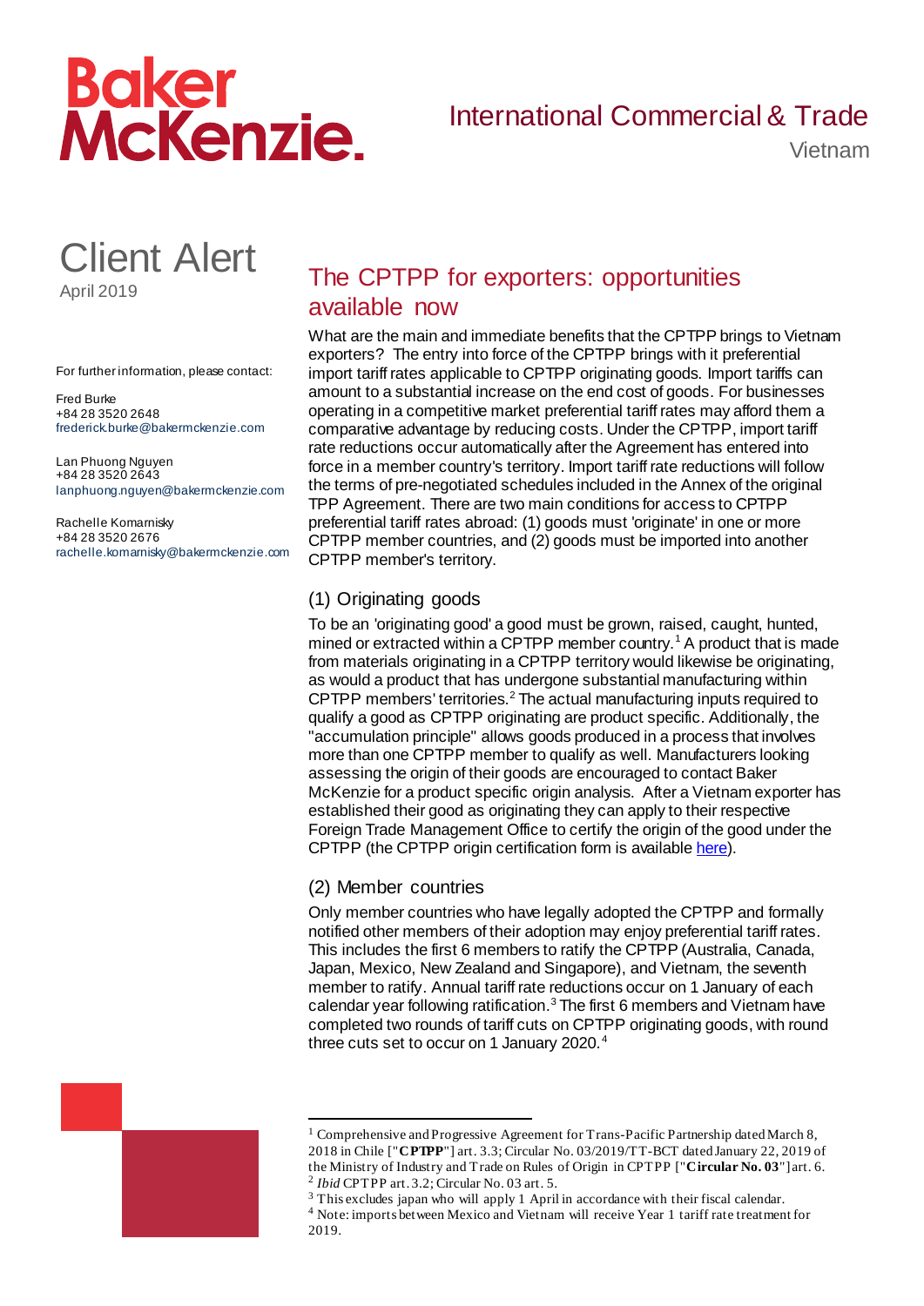Baker McKenzie.

International Commercial & Trade

Vietnam

# Client Alert

April 2019

For further information, please contact:

Fred Burke
+84 28 3520 2648
frederick.burke@bakermckenzie.com

Lan Phuong Nguyen
+84 28 3520 2643
lanphuong.nguyen@bakermckenzie.com

Rachelle Komarnisky
+84 28 3520 2676
rachelle.komarnisky@bakermckenzie.com

## The CPTPP for exporters: opportunities available now

What are the main and immediate benefits that the CPTPP brings to Vietnam exporters? The entry into force of the CPTPP brings with it preferential import tariff rates applicable to CPTPP originating goods. Import tariffs can amount to a substantial increase on the end cost of goods. For businesses operating in a competitive market preferential tariff rates may afford them a comparative advantage by reducing costs. Under the CPTPP, import tariff rate reductions occur automatically after the Agreement has entered into force in a member country's territory. Import tariff rate reductions will follow the terms of pre-negotiated schedules included in the Annex of the original TPP Agreement. There are two main conditions for access to CPTPP preferential tariff rates abroad: (1) goods must 'originate' in one or more CPTPP member countries, and (2) goods must be imported into another CPTPP member's territory.

### (1) Originating goods

To be an 'originating good' a good must be grown, raised, caught, hunted, mined or extracted within a CPTPP member country.[1] A product that is made from materials originating in a CPTPP territory would likewise be originating, as would a product that has undergone substantial manufacturing within CPTPP members' territories.[2] The actual manufacturing inputs required to qualify a good as CPTPP originating are product specific. Additionally, the "accumulation principle" allows goods produced in a process that involves more than one CPTPP member to qualify as well. Manufacturers looking assessing the origin of their goods are encouraged to contact Baker McKenzie for a product specific origin analysis. After a Vietnam exporter has established their good as originating they can apply to their respective Foreign Trade Management Office to certify the origin of the good under the CPTPP (the CPTPP origin certification form is available here).

### (2) Member countries

Only member countries who have legally adopted the CPTPP and formally notified other members of their adoption may enjoy preferential tariff rates. This includes the first 6 members to ratify the CPTPP (Australia, Canada, Japan, Mexico, New Zealand and Singapore), and Vietnam, the seventh member to ratify. Annual tariff rate reductions occur on 1 January of each calendar year following ratification.[3] The first 6 members and Vietnam have completed two rounds of tariff cuts on CPTPP originating goods, with round three cuts set to occur on 1 January 2020.[4]

---

[1] Comprehensive and Progressive Agreement for Trans-Pacific Partnership dated March 8, 2018 in Chile ["**CPTPP**"] art. 3.3; Circular No. 03/2019/TT-BCT dated January 22, 2019 of the Ministry of Industry and Trade on Rules of Origin in CPTPP ["**Circular No. 03**"] art. 6.
[2] *Ibid* CPTPP art. 3.2; Circular No. 03 art. 5.
[3] This excludes japan who will apply 1 April in accordance with their fiscal calendar.
[4] Note: imports between Mexico and Vietnam will receive Year 1 tariff rate treatment for 2019.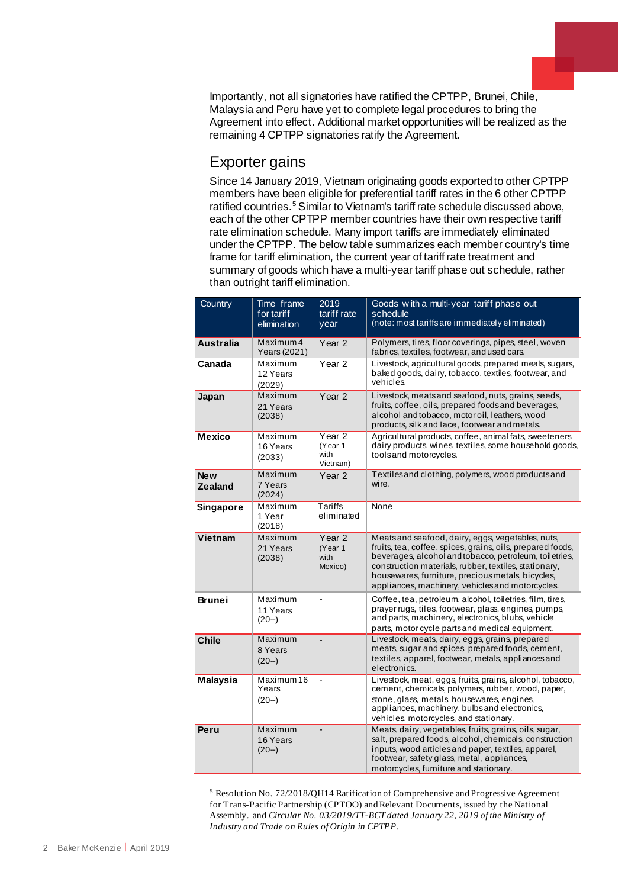Importantly, not all signatories have ratified the CPTPP, Brunei, Chile, Malaysia and Peru have yet to complete legal procedures to bring the Agreement into effect. Additional market opportunities will be realized as the remaining 4 CPTPP signatories ratify the Agreement.

## Exporter gains

Since 14 January 2019, Vietnam originating goods exported to other CPTPP members have been eligible for preferential tariff rates in the 6 other CPTPP ratified countries.[5] Similar to Vietnam's tariff rate schedule discussed above, each of the other CPTPP member countries have their own respective tariff rate elimination schedule. Many import tariffs are immediately eliminated under the CPTPP. The below table summarizes each member country's time frame for tariff elimination, the current year of tariff rate treatment and summary of goods which have a multi-year tariff phase out schedule, rather than outright tariff elimination.

| Country | Time frame for tariff elimination | 2019 tariff rate year | Goods with a multi-year tariff phase out schedule (note: most tariffs are immediately eliminated) |
|---|---|---|---|
| **Australia** | Maximum 4 Years (2021) | Year 2 | Polymers, tires, floor coverings, pipes, steel, woven fabrics, textiles, footwear, and used cars. |
| **Canada** | Maximum 12 Years (2029) | Year 2 | Livestock, agricultural goods, prepared meals, sugars, baked goods, dairy, tobacco, textiles, footwear, and vehicles. |
| **Japan** | Maximum 21 Years (2038) | Year 2 | Livestock, meats and seafood, nuts, grains, seeds, fruits, coffee, oils, prepared foods and beverages, alcohol and tobacco, motor oil, leathers, wood products, silk and lace, footwear and metals. |
| **Mexico** | Maximum 16 Years (2033) | Year 2 (Year 1 with Vietnam) | Agricultural products, coffee, animal fats, sweeteners, dairy products, wines, textiles, some household goods, tools and motorcycles. |
| **New Zealand** | Maximum 7 Years (2024) | Year 2 | Textiles and clothing, polymers, wood products and wire. |
| **Singapore** | Maximum 1 Year (2018) | Tariffs eliminated | None |
| **Vietnam** | Maximum 21 Years (2038) | Year 2 (Year 1 with Mexico) | Meats and seafood, dairy, eggs, vegetables, nuts, fruits, tea, coffee, spices, grains, oils, prepared foods, beverages, alcohol and tobacco, petroleum, toiletries, construction materials, rubber, textiles, stationary, housewares, furniture, precious metals, bicycles, appliances, machinery, vehicles and motorcycles. |
| **Brunei** | Maximum 11 Years (20--) | - | Coffee, tea, petroleum, alcohol, toiletries, film, tires, prayer rugs, tiles, footwear, glass, engines, pumps, and parts, machinery, electronics, blubs, vehicle parts, motorcycle parts and medical equipment. |
| **Chile** | Maximum 8 Years (20--) | - | Livestock, meats, dairy, eggs, grains, prepared meats, sugar and spices, prepared foods, cement, textiles, apparel, footwear, metals, appliances and electronics. |
| **Malaysia** | Maximum 16 Years (20--) | - | Livestock, meat, eggs, fruits, grains, alcohol, tobacco, cement, chemicals, polymers, rubber, wood, paper, stone, glass, metals, housewares, engines, appliances, machinery, bulbs and electronics, vehicles, motorcycles, and stationary. |
| **Peru** | Maximum 16 Years (20--) | - | Meats, dairy, vegetables, fruits, grains, oils, sugar, salt, prepared foods, alcohol, chemicals, construction inputs, wood articles and paper, textiles, apparel, footwear, safety glass, metal, appliances, motorcycles, furniture and stationary. |

[5] Resolution No. 72/2018/QH14 Ratification of Comprehensive and Progressive Agreement for Trans-Pacific Partnership (CPTOO) and Relevant Documents, issued by the National Assembly. and *Circular No. 03/2019/TT-BCT dated January 22, 2019 of the Ministry of Industry and Trade on Rules of Origin in CPTPP.*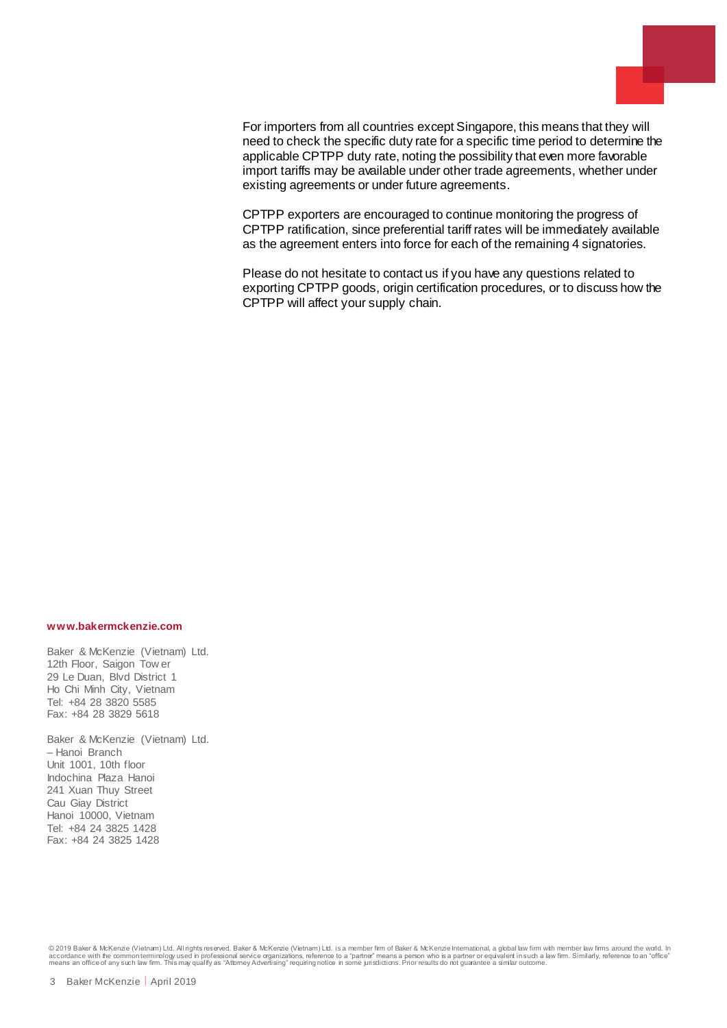For importers from all countries except Singapore, this means that they will need to check the specific duty rate for a specific time period to determine the applicable CPTPP duty rate, noting the possibility that even more favorable import tariffs may be available under other trade agreements, whether under existing agreements or under future agreements.

CPTPP exporters are encouraged to continue monitoring the progress of CPTPP ratification, since preferential tariff rates will be immediately available as the agreement enters into force for each of the remaining 4 signatories.

Please do not hesitate to contact us if you have any questions related to exporting CPTPP goods, origin certification procedures, or to discuss how the CPTPP will affect your supply chain.

**www.bakermckenzie.com**

Baker & McKenzie (Vietnam) Ltd.
12th Floor, Saigon Tower
29 Le Duan, Blvd District 1
Ho Chi Minh City, Vietnam
Tel: +84 28 3820 5585
Fax: +84 28 3829 5618

Baker & McKenzie (Vietnam) Ltd.
– Hanoi Branch
Unit 1001, 10th floor
Indochina Plaza Hanoi
241 Xuan Thuy Street
Cau Giay District
Hanoi 10000, Vietnam
Tel: +84 24 3825 1428
Fax: +84 24 3825 1428

© 2019 Baker & McKenzie (Vietnam) Ltd. All rights reserved. Baker & McKenzie (Vietnam) Ltd. is a member firm of Baker & McKenzie International, a global law firm with member law firms around the world. In accordance with the common terminology used in professional service organizations, reference to a "partner" means a person who is a partner or equivalent in such a law firm. Similarly, reference to an "office" means an office of any such law firm. This may qualify as "Attorney Advertising" requiring notice in some jurisdictions. Prior results do not guarantee a similar outcome.